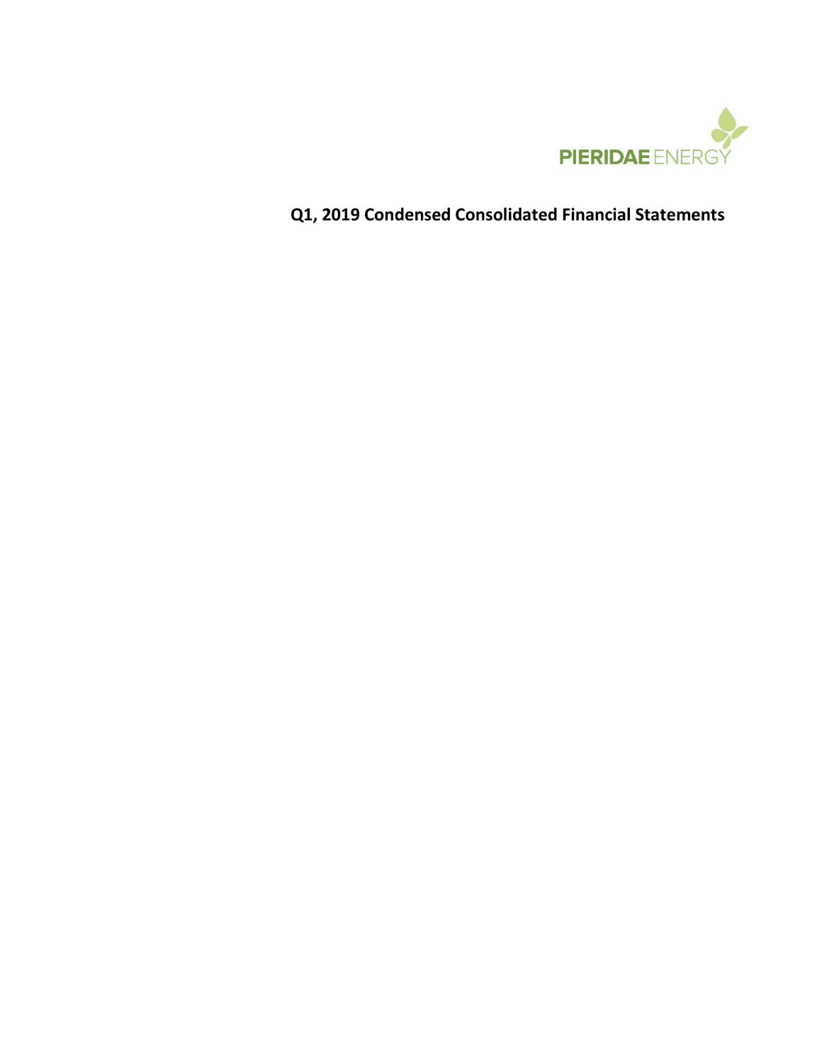PIERIDAE ENERGY

# Q1, 2019 Condensed Consolidated Financial Statements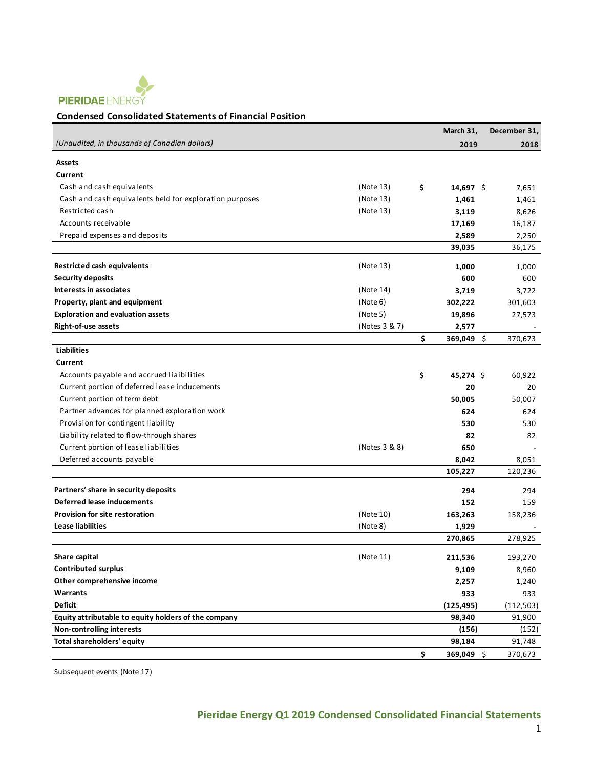PIERIDAE ENERGY

## Condensed Consolidated Statements of Financial Position

| *(Unaudited, in thousands of Canadian dollars)* | | March 31, 2019 | December 31, 2018 |
|---|---|---|---|
| **Assets** | | | |
| **Current** | | | |
| Cash and cash equivalents | (Note 13) | $ **14,697** | $ 7,651 |
| Cash and cash equivalents held for exploration purposes | (Note 13) | **1,461** | 1,461 |
| Restricted cash | (Note 13) | **3,119** | 8,626 |
| Accounts receivable | | **17,169** | 16,187 |
| Prepaid expenses and deposits | | **2,589** | 2,250 |
| | | **39,035** | 36,175 |
| **Restricted cash equivalents** | (Note 13) | **1,000** | 1,000 |
| **Security deposits** | | **600** | 600 |
| **Interests in associates** | (Note 14) | **3,719** | 3,722 |
| **Property, plant and equipment** | (Note 6) | **302,222** | 301,603 |
| **Exploration and evaluation assets** | (Note 5) | **19,896** | 27,573 |
| **Right-of-use assets** | (Notes 3 & 7) | **2,577** | - |
| | | $ **369,049** | $ 370,673 |
| **Liabilities** | | | |
| **Current** | | | |
| Accounts payable and accrued liabilities | | $ **45,274** | $ 60,922 |
| Current portion of deferred lease inducements | | **20** | 20 |
| Current portion of term debt | | **50,005** | 50,007 |
| Partner advances for planned exploration work | | **624** | 624 |
| Provision for contingent liability | | **530** | 530 |
| Liability related to flow-through shares | | **82** | 82 |
| Current portion of lease liabilities | (Notes 3 & 8) | **650** | - |
| Deferred accounts payable | | **8,042** | 8,051 |
| | | **105,227** | 120,236 |
| **Partners' share in security deposits** | | **294** | 294 |
| **Deferred lease inducements** | | **152** | 159 |
| **Provision for site restoration** | (Note 10) | **163,263** | 158,236 |
| **Lease liabilities** | (Note 8) | **1,929** | - |
| | | **270,865** | 278,925 |
| **Share capital** | (Note 11) | **211,536** | 193,270 |
| **Contributed surplus** | | **9,109** | 8,960 |
| **Other comprehensive income** | | **2,257** | 1,240 |
| **Warrants** | | **933** | 933 |
| **Deficit** | | **(125,495)** | (112,503) |
| **Equity attributable to equity holders of the company** | | **98,340** | 91,900 |
| **Non-controlling interests** | | **(156)** | (152) |
| **Total shareholders' equity** | | **98,184** | 91,748 |
| | | $ **369,049** | $ 370,673 |

Subsequent events (Note 17)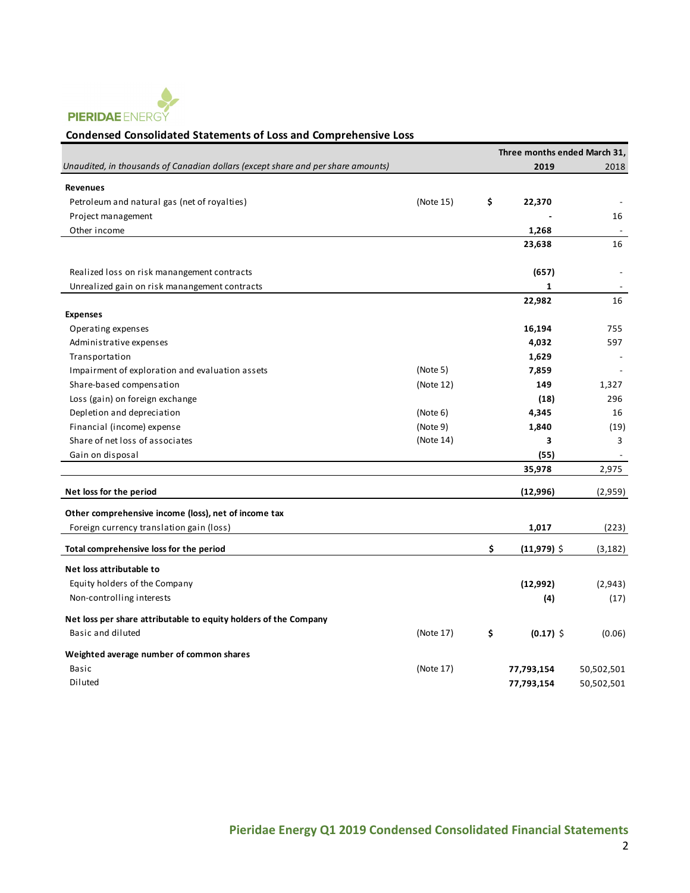PIERIDAE ENERGY

## Condensed Consolidated Statements of Loss and Comprehensive Loss

| *Unaudited, in thousands of Canadian dollars (except share and per share amounts)* | | Three months ended March 31, 2019 | 2018 |
|---|---|---|---|
| **Revenues** | | | |
| Petroleum and natural gas (net of royalties) | (Note 15) | $ **22,370** | - |
| Project management | | **-** | 16 |
| Other income | | **1,268** | - |
| | | **23,638** | 16 |
| Realized loss on risk manangement contracts | | **(657)** | - |
| Unrealized gain on risk manangement contracts | | **1** | - |
| | | **22,982** | 16 |
| **Expenses** | | | |
| Operating expenses | | **16,194** | 755 |
| Administrative expenses | | **4,032** | 597 |
| Transportation | | **1,629** | - |
| Impairment of exploration and evaluation assets | (Note 5) | **7,859** | - |
| Share-based compensation | (Note 12) | **149** | 1,327 |
| Loss (gain) on foreign exchange | | **(18)** | 296 |
| Depletion and depreciation | (Note 6) | **4,345** | 16 |
| Financial (income) expense | (Note 9) | **1,840** | (19) |
| Share of net loss of associates | (Note 14) | **3** | 3 |
| Gain on disposal | | **(55)** | - |
| | | **35,978** | 2,975 |
| **Net loss for the period** | | **(12,996)** | (2,959) |
| **Other comprehensive income (loss), net of income tax** | | | |
| Foreign currency translation gain (loss) | | **1,017** | (223) |
| **Total comprehensive loss for the period** | | $ **(11,979)** | $ (3,182) |
| **Net loss attributable to** | | | |
| Equity holders of the Company | | **(12,992)** | (2,943) |
| Non-controlling interests | | **(4)** | (17) |
| **Net loss per share attributable to equity holders of the Company** | | | |
| Basic and diluted | (Note 17) | $ **(0.17)** | $ (0.06) |
| **Weighted average number of common shares** | | | |
| Basic | (Note 17) | **77,793,154** | 50,502,501 |
| Diluted | | **77,793,154** | 50,502,501 |

**Pieridae Energy Q1 2019 Condensed Consolidated Financial Statements**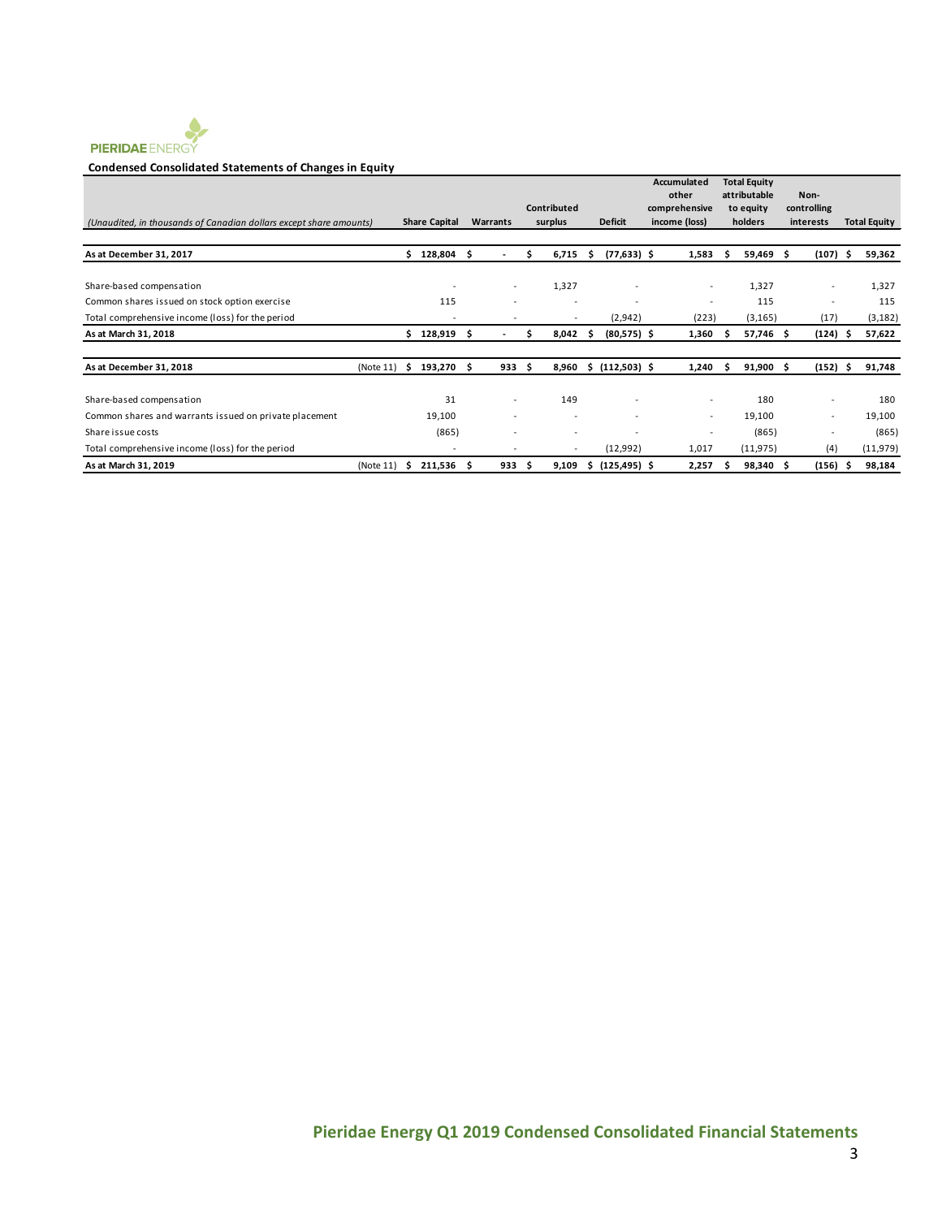PIERIDAE ENERGY

**Condensed Consolidated Statements of Changes in Equity**

| *(Unaudited, in thousands of Canadian dollars except share amounts)* | | Share Capital | Warrants | Contributed surplus | Deficit | Accumulated other comprehensive income (loss) | Total Equity attributable to equity holders | Non-controlling interests | Total Equity |
|---|---|---|---|---|---|---|---|---|---|
| **As at December 31, 2017** | | **$ 128,804** | **$ -** | **$ 6,715** | **$ (77,633)** | **$ 1,583** | **$ 59,469** | **$ (107)** | **$ 59,362** |
| Share-based compensation | | - | - | 1,327 | - | - | 1,327 | - | 1,327 |
| Common shares issued on stock option exercise | | 115 | - | - | - | - | 115 | - | 115 |
| Total comprehensive income (loss) for the period | | - | - | - | (2,942) | (223) | (3,165) | (17) | (3,182) |
| **As at March 31, 2018** | | **$ 128,919** | **$ -** | **$ 8,042** | **$ (80,575)** | **$ 1,360** | **$ 57,746** | **$ (124)** | **$ 57,622** |
| **As at December 31, 2018** | (Note 11) | **$ 193,270** | **$ 933** | **$ 8,960** | **$ (112,503)** | **$ 1,240** | **$ 91,900** | **$ (152)** | **$ 91,748** |
| Share-based compensation | | 31 | - | 149 | - | - | 180 | - | 180 |
| Common shares and warrants issued on private placement | | 19,100 | - | - | - | - | 19,100 | - | 19,100 |
| Share issue costs | | (865) | - | - | - | - | (865) | - | (865) |
| Total comprehensive income (loss) for the period | | - | - | - | (12,992) | 1,017 | (11,975) | (4) | (11,979) |
| **As at March 31, 2019** | (Note 11) | **$ 211,536** | **$ 933** | **$ 9,109** | **$ (125,495)** | **$ 2,257** | **$ 98,340** | **$ (156)** | **$ 98,184** |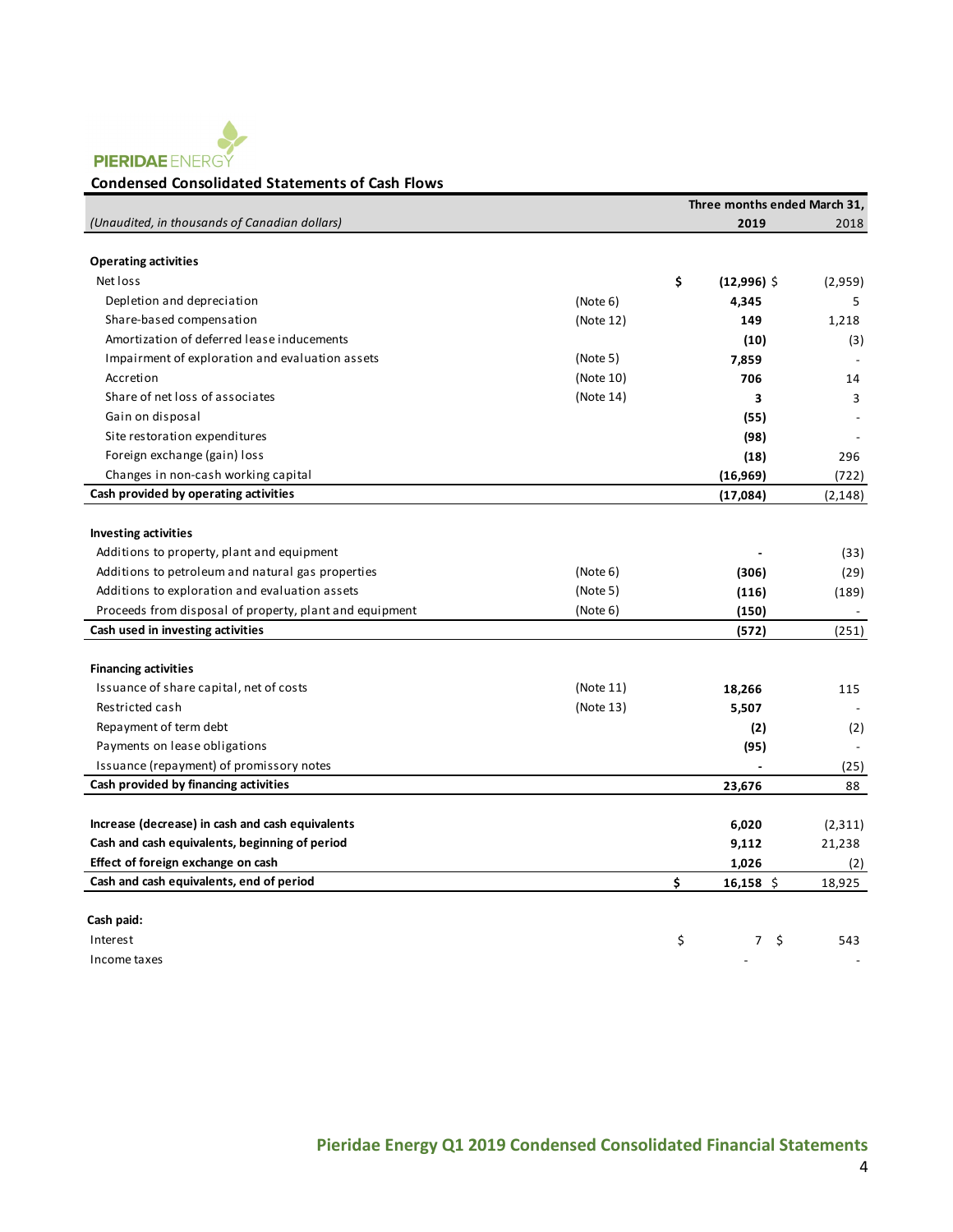PIERIDAE ENERGY

## Condensed Consolidated Statements of Cash Flows

| *(Unaudited, in thousands of Canadian dollars)* | | Three months ended March 31, 2019 | 2018 |
|---|---|---|---|
| **Operating activities** | | | |
| Net loss | | **$ (12,996)** | $ (2,959) |
| Depletion and depreciation | (Note 6) | **4,345** | 5 |
| Share-based compensation | (Note 12) | **149** | 1,218 |
| Amortization of deferred lease inducements | | **(10)** | (3) |
| Impairment of exploration and evaluation assets | (Note 5) | **7,859** | - |
| Accretion | (Note 10) | **706** | 14 |
| Share of net loss of associates | (Note 14) | **3** | 3 |
| Gain on disposal | | **(55)** | - |
| Site restoration expenditures | | **(98)** | - |
| Foreign exchange (gain) loss | | **(18)** | 296 |
| Changes in non-cash working capital | | **(16,969)** | (722) |
| **Cash provided by operating activities** | | **(17,084)** | (2,148) |
| **Investing activities** | | | |
| Additions to property, plant and equipment | | **-** | (33) |
| Additions to petroleum and natural gas properties | (Note 6) | **(306)** | (29) |
| Additions to exploration and evaluation assets | (Note 5) | **(116)** | (189) |
| Proceeds from disposal of property, plant and equipment | (Note 6) | **(150)** | - |
| **Cash used in investing activities** | | **(572)** | (251) |
| **Financing activities** | | | |
| Issuance of share capital, net of costs | (Note 11) | **18,266** | 115 |
| Restricted cash | (Note 13) | **5,507** | - |
| Repayment of term debt | | **(2)** | (2) |
| Payments on lease obligations | | **(95)** | - |
| Issuance (repayment) of promissory notes | | **-** | (25) |
| **Cash provided by financing activities** | | **23,676** | 88 |
| **Increase (decrease) in cash and cash equivalents** | | **6,020** | (2,311) |
| **Cash and cash equivalents, beginning of period** | | **9,112** | 21,238 |
| **Effect of foreign exchange on cash** | | **1,026** | (2) |
| **Cash and cash equivalents, end of period** | | **$ 16,158** | $ 18,925 |
| **Cash paid:** | | | |
| Interest | | $ 7 | $ 543 |
| Income taxes | | - | - |

**Pieridae Energy Q1 2019 Condensed Consolidated Financial Statements**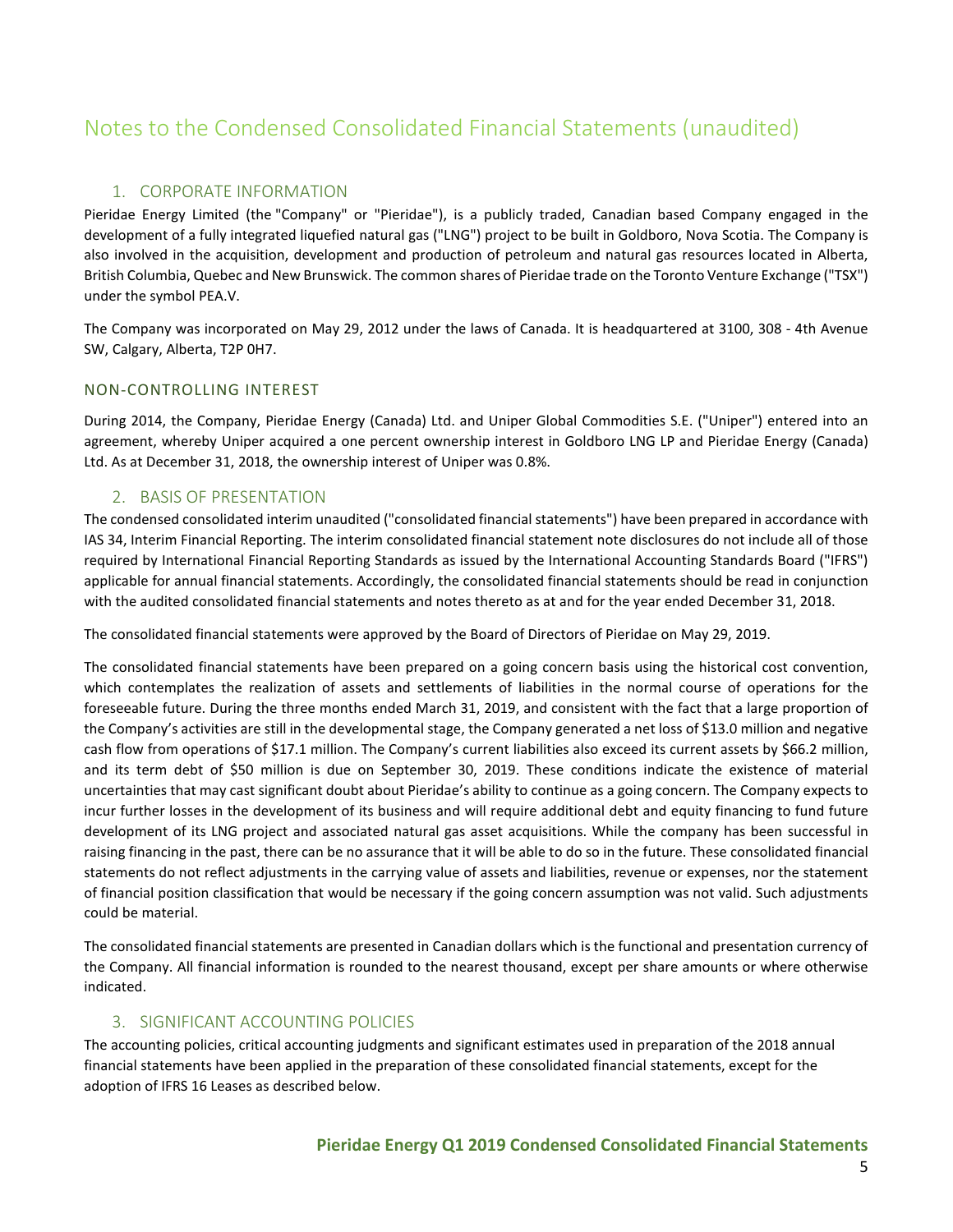# Notes to the Condensed Consolidated Financial Statements (unaudited)

## 1. CORPORATE INFORMATION

Pieridae Energy Limited (the "Company" or "Pieridae"), is a publicly traded, Canadian based Company engaged in the development of a fully integrated liquefied natural gas ("LNG") project to be built in Goldboro, Nova Scotia. The Company is also involved in the acquisition, development and production of petroleum and natural gas resources located in Alberta, British Columbia, Quebec and New Brunswick. The common shares of Pieridae trade on the Toronto Venture Exchange ("TSX") under the symbol PEA.V.

The Company was incorporated on May 29, 2012 under the laws of Canada. It is headquartered at 3100, 308 - 4th Avenue SW, Calgary, Alberta, T2P 0H7.

### NON-CONTROLLING INTEREST

During 2014, the Company, Pieridae Energy (Canada) Ltd. and Uniper Global Commodities S.E. ("Uniper") entered into an agreement, whereby Uniper acquired a one percent ownership interest in Goldboro LNG LP and Pieridae Energy (Canada) Ltd. As at December 31, 2018, the ownership interest of Uniper was 0.8%.

## 2. BASIS OF PRESENTATION

The condensed consolidated interim unaudited ("consolidated financial statements") have been prepared in accordance with IAS 34, Interim Financial Reporting. The interim consolidated financial statement note disclosures do not include all of those required by International Financial Reporting Standards as issued by the International Accounting Standards Board ("IFRS") applicable for annual financial statements. Accordingly, the consolidated financial statements should be read in conjunction with the audited consolidated financial statements and notes thereto as at and for the year ended December 31, 2018.

The consolidated financial statements were approved by the Board of Directors of Pieridae on May 29, 2019.

The consolidated financial statements have been prepared on a going concern basis using the historical cost convention, which contemplates the realization of assets and settlements of liabilities in the normal course of operations for the foreseeable future. During the three months ended March 31, 2019, and consistent with the fact that a large proportion of the Company's activities are still in the developmental stage, the Company generated a net loss of $13.0 million and negative cash flow from operations of $17.1 million. The Company's current liabilities also exceed its current assets by $66.2 million, and its term debt of $50 million is due on September 30, 2019. These conditions indicate the existence of material uncertainties that may cast significant doubt about Pieridae's ability to continue as a going concern. The Company expects to incur further losses in the development of its business and will require additional debt and equity financing to fund future development of its LNG project and associated natural gas asset acquisitions. While the company has been successful in raising financing in the past, there can be no assurance that it will be able to do so in the future. These consolidated financial statements do not reflect adjustments in the carrying value of assets and liabilities, revenue or expenses, nor the statement of financial position classification that would be necessary if the going concern assumption was not valid. Such adjustments could be material.

The consolidated financial statements are presented in Canadian dollars which is the functional and presentation currency of the Company. All financial information is rounded to the nearest thousand, except per share amounts or where otherwise indicated.

## 3. SIGNIFICANT ACCOUNTING POLICIES

The accounting policies, critical accounting judgments and significant estimates used in preparation of the 2018 annual financial statements have been applied in the preparation of these consolidated financial statements, except for the adoption of IFRS 16 Leases as described below.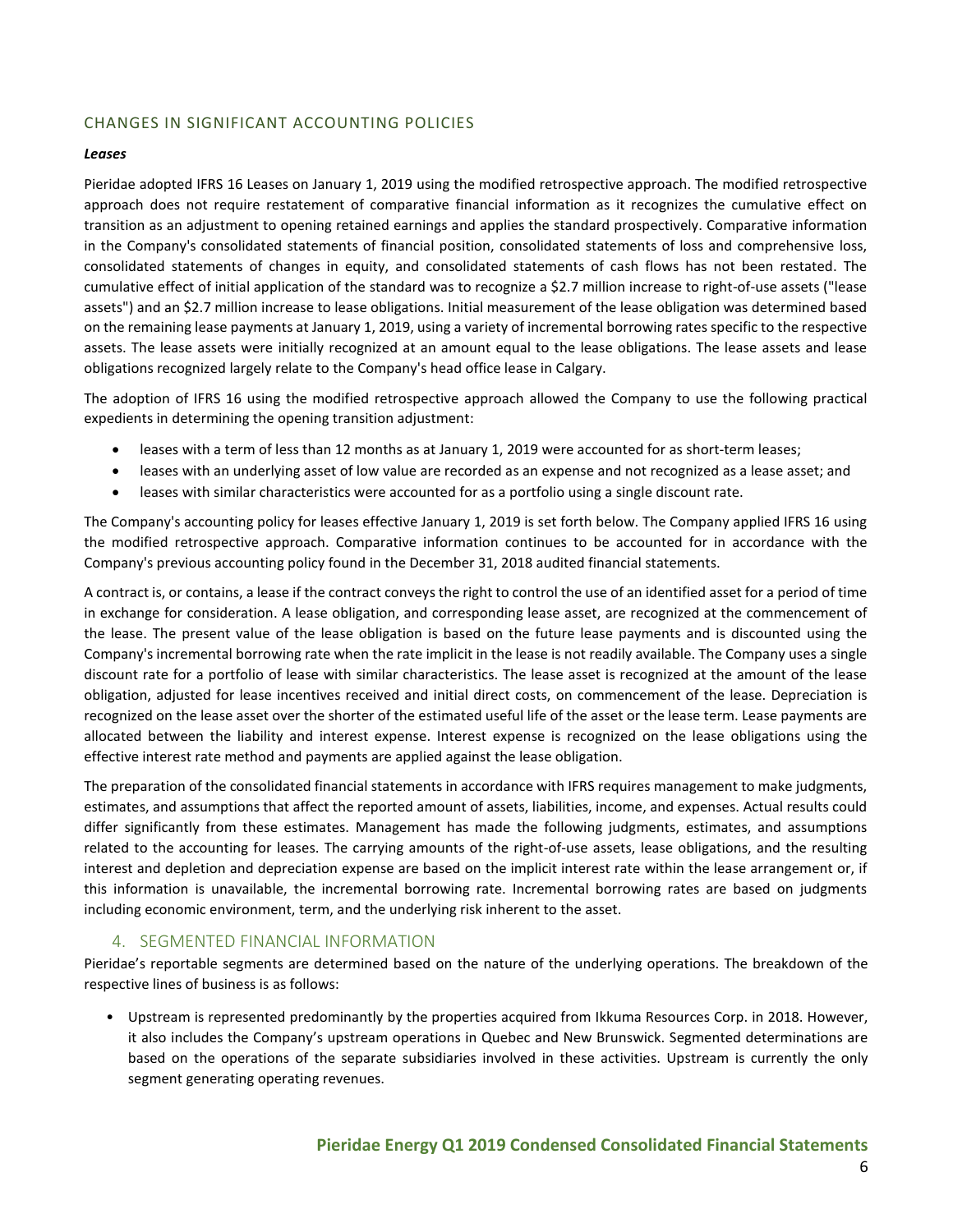## CHANGES IN SIGNIFICANT ACCOUNTING POLICIES

***Leases***

Pieridae adopted IFRS 16 Leases on January 1, 2019 using the modified retrospective approach. The modified retrospective approach does not require restatement of comparative financial information as it recognizes the cumulative effect on transition as an adjustment to opening retained earnings and applies the standard prospectively. Comparative information in the Company's consolidated statements of financial position, consolidated statements of loss and comprehensive loss, consolidated statements of changes in equity, and consolidated statements of cash flows has not been restated. The cumulative effect of initial application of the standard was to recognize a $2.7 million increase to right-of-use assets ("lease assets") and an $2.7 million increase to lease obligations. Initial measurement of the lease obligation was determined based on the remaining lease payments at January 1, 2019, using a variety of incremental borrowing rates specific to the respective assets. The lease assets were initially recognized at an amount equal to the lease obligations. The lease assets and lease obligations recognized largely relate to the Company's head office lease in Calgary.

The adoption of IFRS 16 using the modified retrospective approach allowed the Company to use the following practical expedients in determining the opening transition adjustment:

- leases with a term of less than 12 months as at January 1, 2019 were accounted for as short-term leases;
- leases with an underlying asset of low value are recorded as an expense and not recognized as a lease asset; and
- leases with similar characteristics were accounted for as a portfolio using a single discount rate.

The Company's accounting policy for leases effective January 1, 2019 is set forth below. The Company applied IFRS 16 using the modified retrospective approach. Comparative information continues to be accounted for in accordance with the Company's previous accounting policy found in the December 31, 2018 audited financial statements.

A contract is, or contains, a lease if the contract conveys the right to control the use of an identified asset for a period of time in exchange for consideration. A lease obligation, and corresponding lease asset, are recognized at the commencement of the lease. The present value of the lease obligation is based on the future lease payments and is discounted using the Company's incremental borrowing rate when the rate implicit in the lease is not readily available. The Company uses a single discount rate for a portfolio of lease with similar characteristics. The lease asset is recognized at the amount of the lease obligation, adjusted for lease incentives received and initial direct costs, on commencement of the lease. Depreciation is recognized on the lease asset over the shorter of the estimated useful life of the asset or the lease term. Lease payments are allocated between the liability and interest expense. Interest expense is recognized on the lease obligations using the effective interest rate method and payments are applied against the lease obligation.

The preparation of the consolidated financial statements in accordance with IFRS requires management to make judgments, estimates, and assumptions that affect the reported amount of assets, liabilities, income, and expenses. Actual results could differ significantly from these estimates. Management has made the following judgments, estimates, and assumptions related to the accounting for leases. The carrying amounts of the right-of-use assets, lease obligations, and the resulting interest and depletion and depreciation expense are based on the implicit interest rate within the lease arrangement or, if this information is unavailable, the incremental borrowing rate. Incremental borrowing rates are based on judgments including economic environment, term, and the underlying risk inherent to the asset.

## 4. SEGMENTED FINANCIAL INFORMATION

Pieridae's reportable segments are determined based on the nature of the underlying operations. The breakdown of the respective lines of business is as follows:

- Upstream is represented predominantly by the properties acquired from Ikkuma Resources Corp. in 2018. However, it also includes the Company's upstream operations in Quebec and New Brunswick. Segmented determinations are based on the operations of the separate subsidiaries involved in these activities. Upstream is currently the only segment generating operating revenues.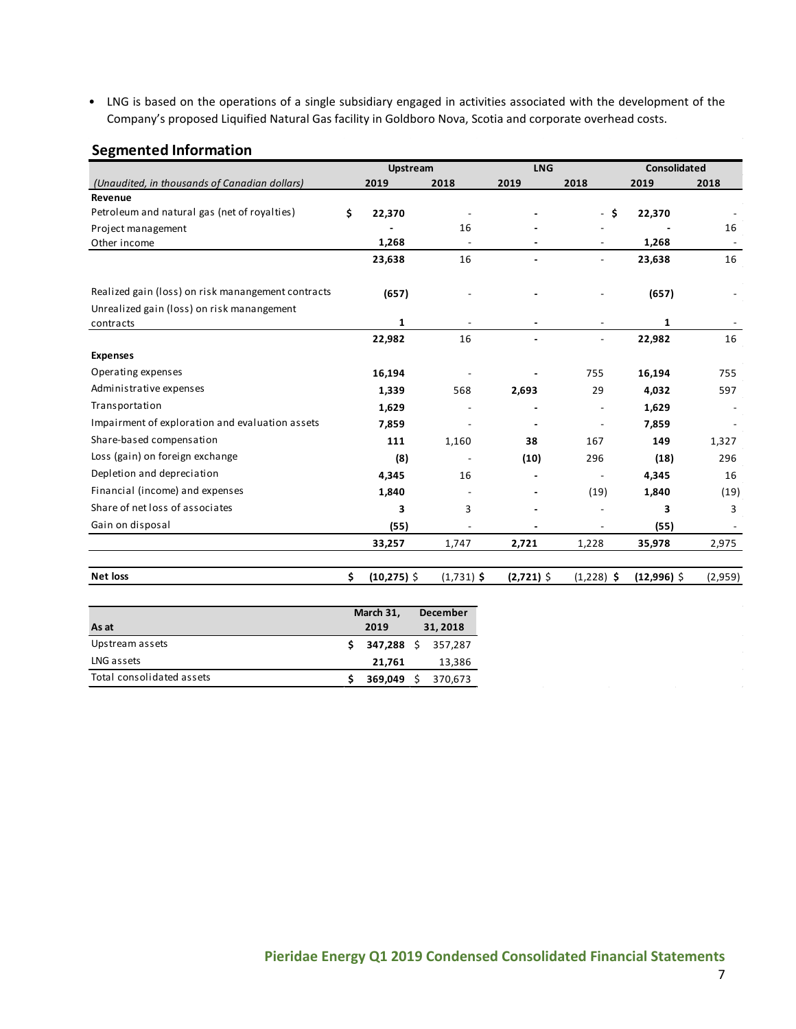- LNG is based on the operations of a single subsidiary engaged in activities associated with the development of the Company's proposed Liquified Natural Gas facility in Goldboro Nova, Scotia and corporate overhead costs.

## Segmented Information

| | Upstream | | LNG | | Consolidated | |
|---|---|---|---|---|---|---|
| *(Unaudited, in thousands of Canadian dollars)* | 2019 | 2018 | 2019 | 2018 | 2019 | 2018 |
| **Revenue** | | | | | | |
| Petroleum and natural gas (net of royalties) | $ 22,370 | - | - | - | $ 22,370 | - |
| Project management | - | 16 | - | - | - | 16 |
| Other income | 1,268 | - | - | - | 1,268 | - |
| | 23,638 | 16 | - | - | 23,638 | 16 |
| Realized gain (loss) on risk manangement contracts | (657) | - | - | - | (657) | - |
| Unrealized gain (loss) on risk manangement contracts | 1 | - | - | - | 1 | - |
| | 22,982 | 16 | - | - | 22,982 | 16 |
| **Expenses** | | | | | | |
| Operating expenses | 16,194 | - | - | 755 | 16,194 | 755 |
| Administrative expenses | 1,339 | 568 | 2,693 | 29 | 4,032 | 597 |
| Transportation | 1,629 | - | - | - | 1,629 | - |
| Impairment of exploration and evaluation assets | 7,859 | - | - | - | 7,859 | - |
| Share-based compensation | 111 | 1,160 | 38 | 167 | 149 | 1,327 |
| Loss (gain) on foreign exchange | (8) | - | (10) | 296 | (18) | 296 |
| Depletion and depreciation | 4,345 | 16 | - | - | 4,345 | 16 |
| Financial (income) and expenses | 1,840 | - | - | (19) | 1,840 | (19) |
| Share of net loss of associates | 3 | 3 | - | - | 3 | 3 |
| Gain on disposal | (55) | - | - | - | (55) | - |
| | 33,257 | 1,747 | 2,721 | 1,228 | 35,978 | 2,975 |
| **Net loss** | $ (10,275) | $ (1,731) | $ (2,721) | $ (1,228) | $ (12,996) | $ (2,959) |

| As at | March 31, 2019 | December 31, 2018 |
|---|---|---|
| Upstream assets | $ 347,288 | $ 357,287 |
| LNG assets | 21,761 | 13,386 |
| Total consolidated assets | $ 369,049 | $ 370,673 |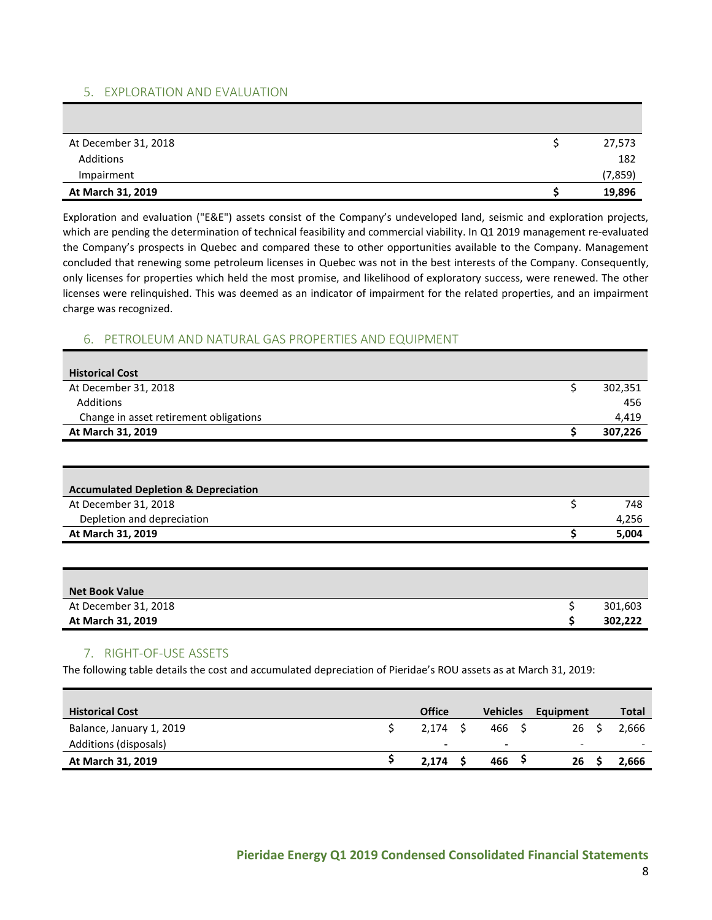## 5. EXPLORATION AND EVALUATION

| | | |
|---|---|---|
| At December 31, 2018 | $ | 27,573 |
| Additions | | 182 |
| Impairment | | (7,859) |
| **At March 31, 2019** | **$** | **19,896** |

Exploration and evaluation ("E&E") assets consist of the Company's undeveloped land, seismic and exploration projects, which are pending the determination of technical feasibility and commercial viability. In Q1 2019 management re-evaluated the Company's prospects in Quebec and compared these to other opportunities available to the Company. Management concluded that renewing some petroleum licenses in Quebec was not in the best interests of the Company. Consequently, only licenses for properties which held the most promise, and likelihood of exploratory success, were renewed. The other licenses were relinquished. This was deemed as an indicator of impairment for the related properties, and an impairment charge was recognized.

## 6. PETROLEUM AND NATURAL GAS PROPERTIES AND EQUIPMENT

| **Historical Cost** | | |
|---|---|---|
| At December 31, 2018 | $ | 302,351 |
| Additions | | 456 |
| Change in asset retirement obligations | | 4,419 |
| **At March 31, 2019** | **$** | **307,226** |

| **Accumulated Depletion & Depreciation** | | |
|---|---|---|
| At December 31, 2018 | $ | 748 |
| Depletion and depreciation | | 4,256 |
| **At March 31, 2019** | **$** | **5,004** |

| **Net Book Value** | | |
|---|---|---|
| At December 31, 2018 | $ | 301,603 |
| **At March 31, 2019** | **$** | **302,222** |

## 7. RIGHT-OF-USE ASSETS

The following table details the cost and accumulated depreciation of Pieridae's ROU assets as at March 31, 2019:

| **Historical Cost** | **Office** | **Vehicles** | **Equipment** | **Total** |
|---|---|---|---|---|
| Balance, January 1, 2019 | $ 2,174 | $ 466 | $ 26 | $ 2,666 |
| Additions (disposals) | - | - | - | - |
| **At March 31, 2019** | **$ 2,174** | **$ 466** | **$ 26** | **$ 2,666** |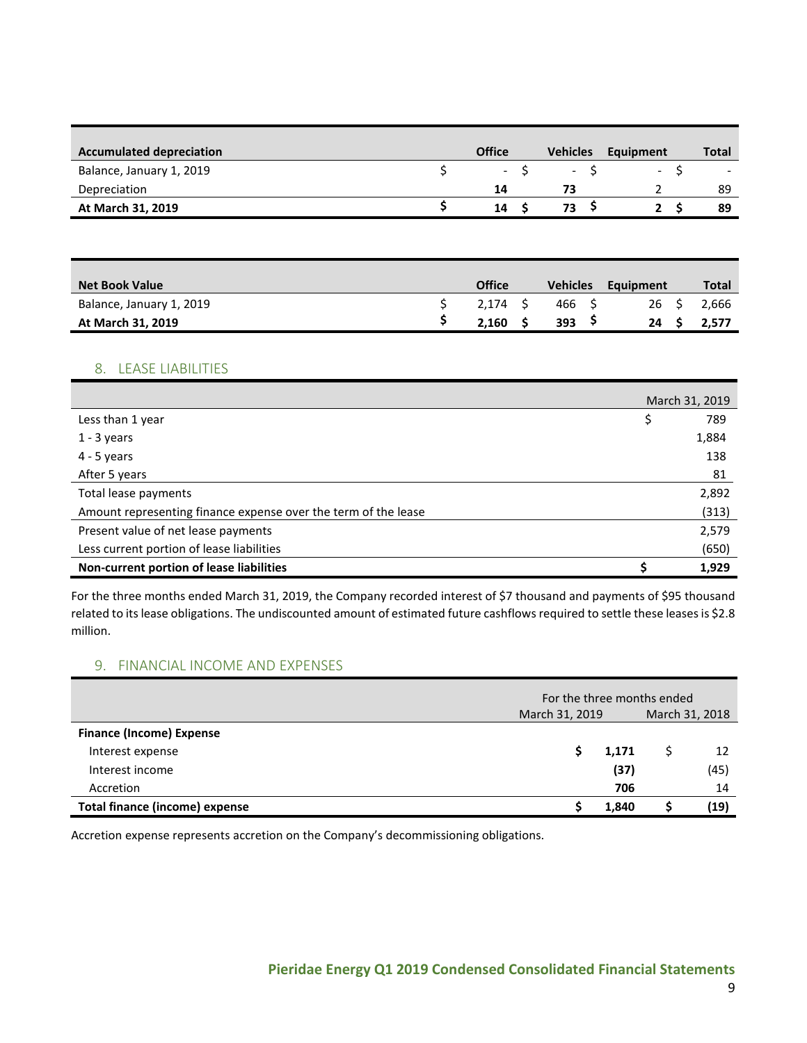| Accumulated depreciation | Office | Vehicles | Equipment | Total |
|---|---|---|---|---|
| Balance, January 1, 2019 | $ - | $ - | $ - | $ - |
| Depreciation | **14** | **73** | 2 | 89 |
| **At March 31, 2019** | **$ 14** | **$ 73** | **$ 2** | **$ 89** |

| Net Book Value | Office | Vehicles | Equipment | Total |
|---|---|---|---|---|
| Balance, January 1, 2019 | $ 2,174 | $ 466 | $ 26 | $ 2,666 |
| **At March 31, 2019** | **$ 2,160** | **$ 393** | **$ 24** | **$ 2,577** |

## 8. LEASE LIABILITIES

| | March 31, 2019 |
|---|---|
| Less than 1 year | $ 789 |
| 1 - 3 years | 1,884 |
| 4 - 5 years | 138 |
| After 5 years | 81 |
| Total lease payments | 2,892 |
| Amount representing finance expense over the term of the lease | (313) |
| Present value of net lease payments | 2,579 |
| Less current portion of lease liabilities | (650) |
| **Non-current portion of lease liabilities** | **$ 1,929** |

For the three months ended March 31, 2019, the Company recorded interest of $7 thousand and payments of $95 thousand related to its lease obligations. The undiscounted amount of estimated future cashflows required to settle these leases is $2.8 million.

## 9. FINANCIAL INCOME AND EXPENSES

| | For the three months ended | |
|---|---|---|
| | March 31, 2019 | March 31, 2018 |
| **Finance (Income) Expense** | | |
| Interest expense | **$ 1,171** | $ 12 |
| Interest income | **(37)** | (45) |
| Accretion | **706** | 14 |
| **Total finance (income) expense** | **$ 1,840** | **$ (19)** |

Accretion expense represents accretion on the Company's decommissioning obligations.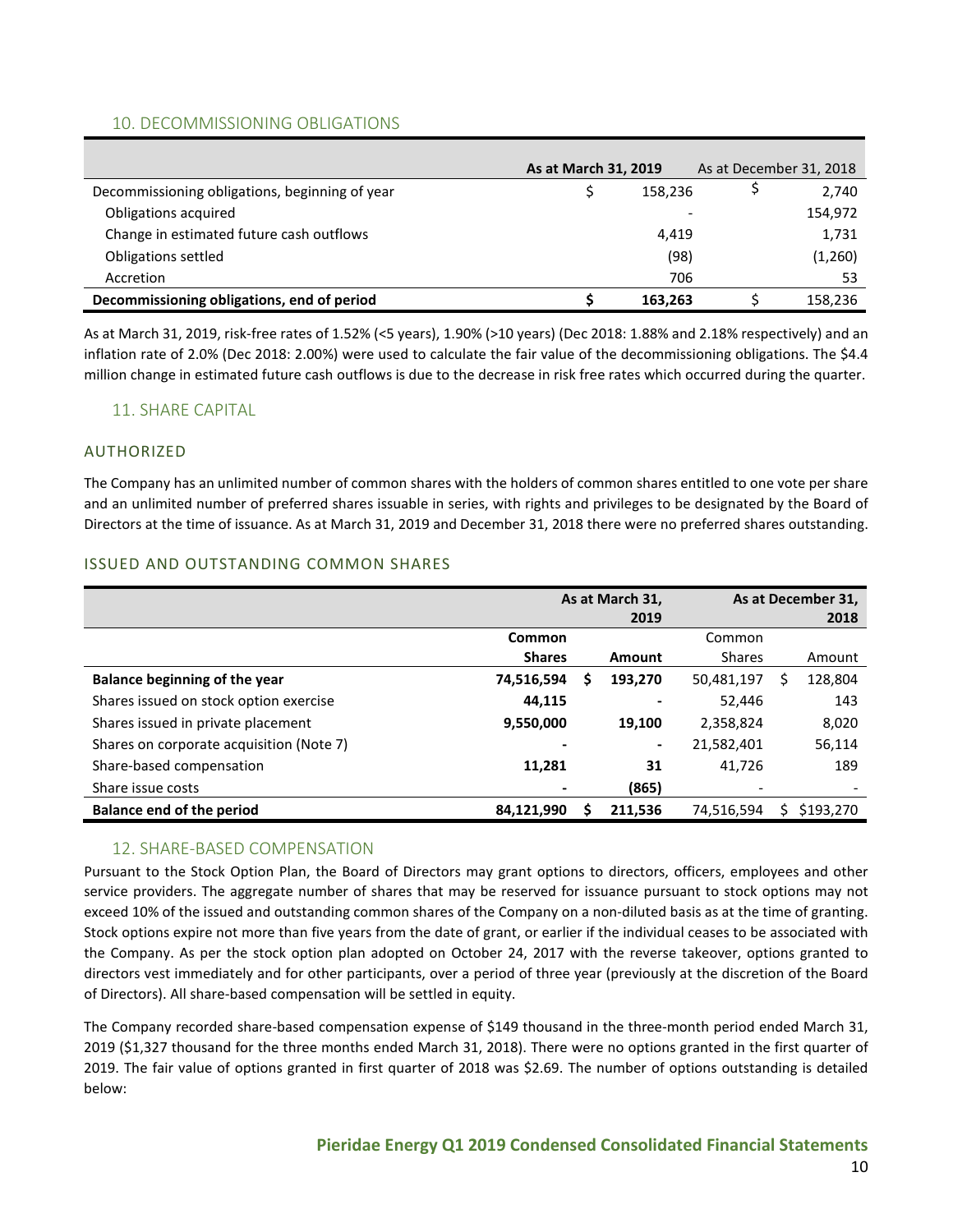## 10. DECOMMISSIONING OBLIGATIONS

| | As at March 31, 2019 | As at December 31, 2018 |
|---|---|---|
| Decommissioning obligations, beginning of year | $ 158,236 | $ 2,740 |
| Obligations acquired | - | 154,972 |
| Change in estimated future cash outflows | 4,419 | 1,731 |
| Obligations settled | (98) | (1,260) |
| Accretion | 706 | 53 |
| **Decommissioning obligations, end of period** | **$ 163,263** | $ 158,236 |

As at March 31, 2019, risk-free rates of 1.52% (<5 years), 1.90% (>10 years) (Dec 2018: 1.88% and 2.18% respectively) and an inflation rate of 2.0% (Dec 2018: 2.00%) were used to calculate the fair value of the decommissioning obligations. The $4.4 million change in estimated future cash outflows is due to the decrease in risk free rates which occurred during the quarter.

## 11. SHARE CAPITAL

### AUTHORIZED

The Company has an unlimited number of common shares with the holders of common shares entitled to one vote per share and an unlimited number of preferred shares issuable in series, with rights and privileges to be designated by the Board of Directors at the time of issuance. As at March 31, 2019 and December 31, 2018 there were no preferred shares outstanding.

### ISSUED AND OUTSTANDING COMMON SHARES

| | As at March 31, 2019 | | As at December 31, 2018 | |
|---|---|---|---|---|
| | **Common Shares** | **Amount** | Common Shares | Amount |
| **Balance beginning of the year** | **74,516,594** | **$ 193,270** | 50,481,197 | $ 128,804 |
| Shares issued on stock option exercise | **44,115** | **-** | 52,446 | 143 |
| Shares issued in private placement | **9,550,000** | **19,100** | 2,358,824 | 8,020 |
| Shares on corporate acquisition (Note 7) | **-** | **-** | 21,582,401 | 56,114 |
| Share-based compensation | **11,281** | **31** | 41,726 | 189 |
| Share issue costs | **-** | **(865)** | - | - |
| **Balance end of the period** | **84,121,990** | **$ 211,536** | 74,516,594 | $ $193,270 |

## 12. SHARE-BASED COMPENSATION

Pursuant to the Stock Option Plan, the Board of Directors may grant options to directors, officers, employees and other service providers. The aggregate number of shares that may be reserved for issuance pursuant to stock options may not exceed 10% of the issued and outstanding common shares of the Company on a non-diluted basis as at the time of granting. Stock options expire not more than five years from the date of grant, or earlier if the individual ceases to be associated with the Company. As per the stock option plan adopted on October 24, 2017 with the reverse takeover, options granted to directors vest immediately and for other participants, over a period of three year (previously at the discretion of the Board of Directors). All share-based compensation will be settled in equity.

The Company recorded share-based compensation expense of $149 thousand in the three-month period ended March 31, 2019 ($1,327 thousand for the three months ended March 31, 2018). There were no options granted in the first quarter of 2019. The fair value of options granted in first quarter of 2018 was $2.69. The number of options outstanding is detailed below: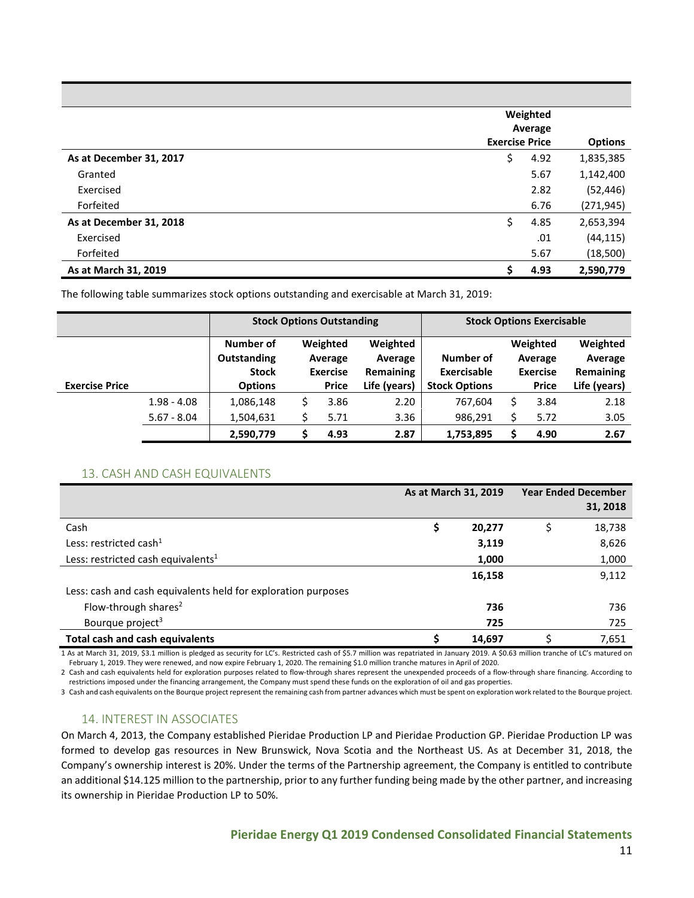| | Weighted Average Exercise Price | Options |
|---|---|---|
| **As at December 31, 2017** | $ 4.92 | 1,835,385 |
| Granted | 5.67 | 1,142,400 |
| Exercised | 2.82 | (52,446) |
| Forfeited | 6.76 | (271,945) |
| **As at December 31, 2018** | $ 4.85 | 2,653,394 |
| Exercised | .01 | (44,115) |
| Forfeited | 5.67 | (18,500) |
| **As at March 31, 2019** | **$ 4.93** | **2,590,779** |

The following table summarizes stock options outstanding and exercisable at March 31, 2019:

| | Stock Options Outstanding | | | Stock Options Exercisable | | |
|---|---|---|---|---|---|---|
| **Exercise Price** | **Number of Outstanding Stock Options** | **Weighted Average Exercise Price** | **Weighted Average Remaining Life (years)** | **Number of Exercisable Stock Options** | **Weighted Average Exercise Price** | **Weighted Average Remaining Life (years)** |
| 1.98 - 4.08 | 1,086,148 | $ 3.86 | 2.20 | 767,604 | $ 3.84 | 2.18 |
| 5.67 - 8.04 | 1,504,631 | $ 5.71 | 3.36 | 986,291 | $ 5.72 | 3.05 |
| | **2,590,779** | **$ 4.93** | **2.87** | **1,753,895** | **$ 4.90** | **2.67** |

## 13. CASH AND CASH EQUIVALENTS

| | As at March 31, 2019 | Year Ended December 31, 2018 |
|---|---|---|
| Cash | **$ 20,277** | $ 18,738 |
| Less: restricted cash[1] | **3,119** | 8,626 |
| Less: restricted cash equivalents[1] | **1,000** | 1,000 |
| | **16,158** | 9,112 |
| Less: cash and cash equivalents held for exploration purposes | | |
| Flow-through shares[2] | **736** | 736 |
| Bourque project[3] | **725** | 725 |
| **Total cash and cash equivalents** | **$ 14,697** | $ 7,651 |

1 As at March 31, 2019, $3.1 million is pledged as security for LC's. Restricted cash of $5.7 million was repatriated in January 2019. A $0.63 million tranche of LC's matured on February 1, 2019. They were renewed, and now expire February 1, 2020. The remaining $1.0 million tranche matures in April of 2020.

2 Cash and cash equivalents held for exploration purposes related to flow-through shares represent the unexpended proceeds of a flow-through share financing. According to restrictions imposed under the financing arrangement, the Company must spend these funds on the exploration of oil and gas properties.

3 Cash and cash equivalents on the Bourque project represent the remaining cash from partner advances which must be spent on exploration work related to the Bourque project.

## 14. INTEREST IN ASSOCIATES

On March 4, 2013, the Company established Pieridae Production LP and Pieridae Production GP. Pieridae Production LP was formed to develop gas resources in New Brunswick, Nova Scotia and the Northeast US. As at December 31, 2018, the Company's ownership interest is 20%. Under the terms of the Partnership agreement, the Company is entitled to contribute an additional $14.125 million to the partnership, prior to any further funding being made by the other partner, and increasing its ownership in Pieridae Production LP to 50%.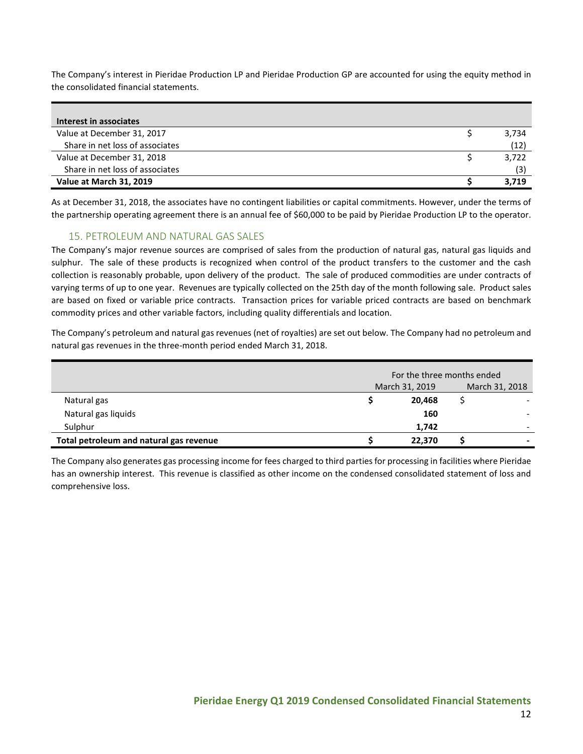The Company's interest in Pieridae Production LP and Pieridae Production GP are accounted for using the equity method in the consolidated financial statements.

| **Interest in associates** | | |
|---|---|---|
| Value at December 31, 2017 | $ | 3,734 |
| Share in net loss of associates | | (12) |
| Value at December 31, 2018 | $ | 3,722 |
| Share in net loss of associates | | (3) |
| **Value at March 31, 2019** | **$** | **3,719** |

As at December 31, 2018, the associates have no contingent liabilities or capital commitments. However, under the terms of the partnership operating agreement there is an annual fee of $60,000 to be paid by Pieridae Production LP to the operator.

## 15. PETROLEUM AND NATURAL GAS SALES

The Company's major revenue sources are comprised of sales from the production of natural gas, natural gas liquids and sulphur. The sale of these products is recognized when control of the product transfers to the customer and the cash collection is reasonably probable, upon delivery of the product. The sale of produced commodities are under contracts of varying terms of up to one year. Revenues are typically collected on the 25th day of the month following sale. Product sales are based on fixed or variable price contracts. Transaction prices for variable priced contracts are based on benchmark commodity prices and other variable factors, including quality differentials and location.

The Company's petroleum and natural gas revenues (net of royalties) are set out below. The Company had no petroleum and natural gas revenues in the three-month period ended March 31, 2018.

| | For the three months ended | | | |
|---|---|---|---|---|
| | March 31, 2019 | | March 31, 2018 | |
| Natural gas | **$** | **20,468** | $ | - |
| Natural gas liquids | | **160** | | - |
| Sulphur | | **1,742** | | - |
| **Total petroleum and natural gas revenue** | **$** | **22,370** | **$** | **-** |

The Company also generates gas processing income for fees charged to third parties for processing in facilities where Pieridae has an ownership interest. This revenue is classified as other income on the condensed consolidated statement of loss and comprehensive loss.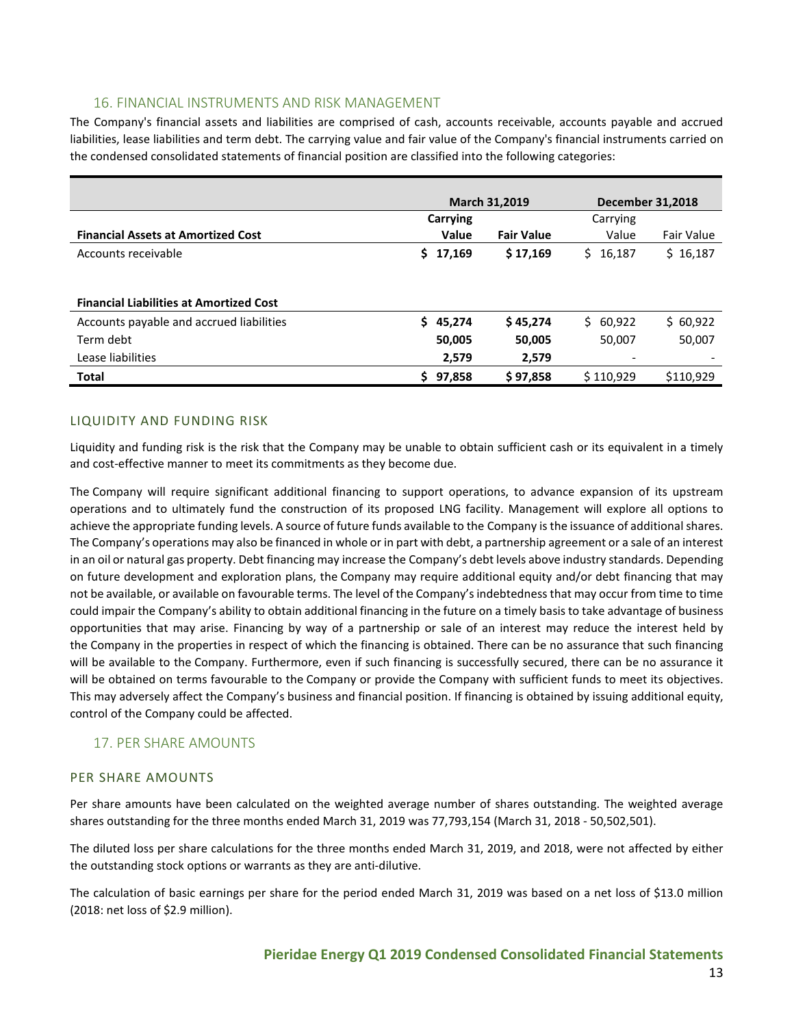## 16. FINANCIAL INSTRUMENTS AND RISK MANAGEMENT

The Company's financial assets and liabilities are comprised of cash, accounts receivable, accounts payable and accrued liabilities, lease liabilities and term debt. The carrying value and fair value of the Company's financial instruments carried on the condensed consolidated statements of financial position are classified into the following categories:

| | **March 31,2019** | | **December 31,2018** | |
|---|---|---|---|---|
| **Financial Assets at Amortized Cost** | **Carrying Value** | **Fair Value** | Carrying Value | Fair Value |
| Accounts receivable | **$ 17,169** | **$ 17,169** | $ 16,187 | $ 16,187 |
| **Financial Liabilities at Amortized Cost** | | | | |
| Accounts payable and accrued liabilities | **$ 45,274** | **$ 45,274** | $ 60,922 | $ 60,922 |
| Term debt | **50,005** | **50,005** | 50,007 | 50,007 |
| Lease liabilities | **2,579** | **2,579** | - | - |
| **Total** | **$ 97,858** | **$ 97,858** | $ 110,929 | $110,929 |

### LIQUIDITY AND FUNDING RISK

Liquidity and funding risk is the risk that the Company may be unable to obtain sufficient cash or its equivalent in a timely and cost-effective manner to meet its commitments as they become due.

The Company will require significant additional financing to support operations, to advance expansion of its upstream operations and to ultimately fund the construction of its proposed LNG facility. Management will explore all options to achieve the appropriate funding levels. A source of future funds available to the Company is the issuance of additional shares. The Company's operations may also be financed in whole or in part with debt, a partnership agreement or a sale of an interest in an oil or natural gas property. Debt financing may increase the Company's debt levels above industry standards. Depending on future development and exploration plans, the Company may require additional equity and/or debt financing that may not be available, or available on favourable terms. The level of the Company's indebtedness that may occur from time to time could impair the Company's ability to obtain additional financing in the future on a timely basis to take advantage of business opportunities that may arise. Financing by way of a partnership or sale of an interest may reduce the interest held by the Company in the properties in respect of which the financing is obtained. There can be no assurance that such financing will be available to the Company. Furthermore, even if such financing is successfully secured, there can be no assurance it will be obtained on terms favourable to the Company or provide the Company with sufficient funds to meet its objectives. This may adversely affect the Company's business and financial position. If financing is obtained by issuing additional equity, control of the Company could be affected.

## 17. PER SHARE AMOUNTS

### PER SHARE AMOUNTS

Per share amounts have been calculated on the weighted average number of shares outstanding. The weighted average shares outstanding for the three months ended March 31, 2019 was 77,793,154 (March 31, 2018 - 50,502,501).

The diluted loss per share calculations for the three months ended March 31, 2019, and 2018, were not affected by either the outstanding stock options or warrants as they are anti-dilutive.

The calculation of basic earnings per share for the period ended March 31, 2019 was based on a net loss of $13.0 million (2018: net loss of $2.9 million).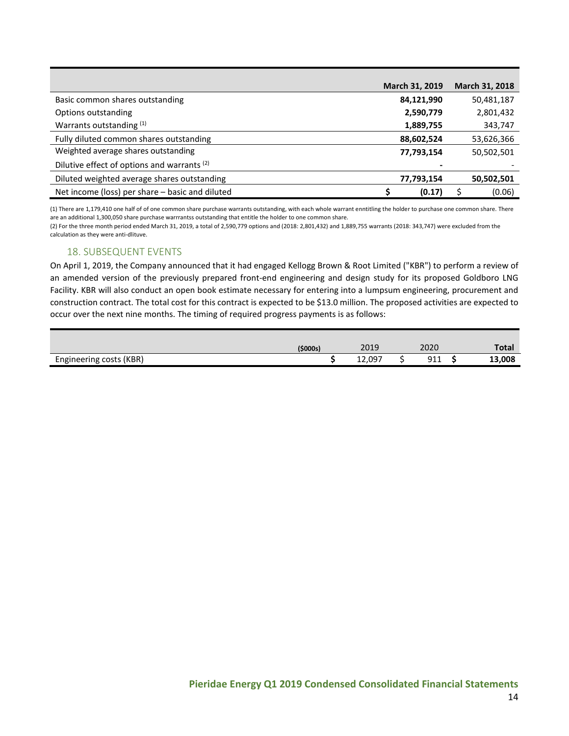| | March 31, 2019 | March 31, 2018 |
|---|---|---|
| Basic common shares outstanding | **84,121,990** | 50,481,187 |
| Options outstanding | **2,590,779** | 2,801,432 |
| Warrants outstanding [(1)] | **1,889,755** | 343,747 |
| Fully diluted common shares outstanding | **88,602,524** | 53,626,366 |
| Weighted average shares outstanding | **77,793,154** | 50,502,501 |
| Dilutive effect of options and warrants [(2)] | **-** | - |
| Diluted weighted average shares outstanding | **77,793,154** | **50,502,501** |
| Net income (loss) per share – basic and diluted | **$ (0.17)** | $ (0.06) |

(1) There are 1,179,410 one half of of one common share purchase warrants outstanding, with each whole warrant enntitling the holder to purchase one common share. There are an additional 1,300,050 share purchase warrrantss outstanding that entitle the holder to one common share.
(2) For the three month period ended March 31, 2019, a total of 2,590,779 options and (2018: 2,801,432) and 1,889,755 warrants (2018: 343,747) were excluded from the calculation as they were anti-dlituve.

## 18. SUBSEQUENT EVENTS

On April 1, 2019, the Company announced that it had engaged Kellogg Brown & Root Limited ("KBR") to perform a review of an amended version of the previously prepared front-end engineering and design study for its proposed Goldboro LNG Facility. KBR will also conduct an open book estimate necessary for entering into a lumpsum engineering, procurement and construction contract. The total cost for this contract is expected to be $13.0 million. The proposed activities are expected to occur over the next nine months. The timing of required progress payments is as follows:

| ($000s) | 2019 | 2020 | Total |
|---|---|---|---|
| Engineering costs (KBR) | $ 12,097 | $ 911 | **$ 13,008** |